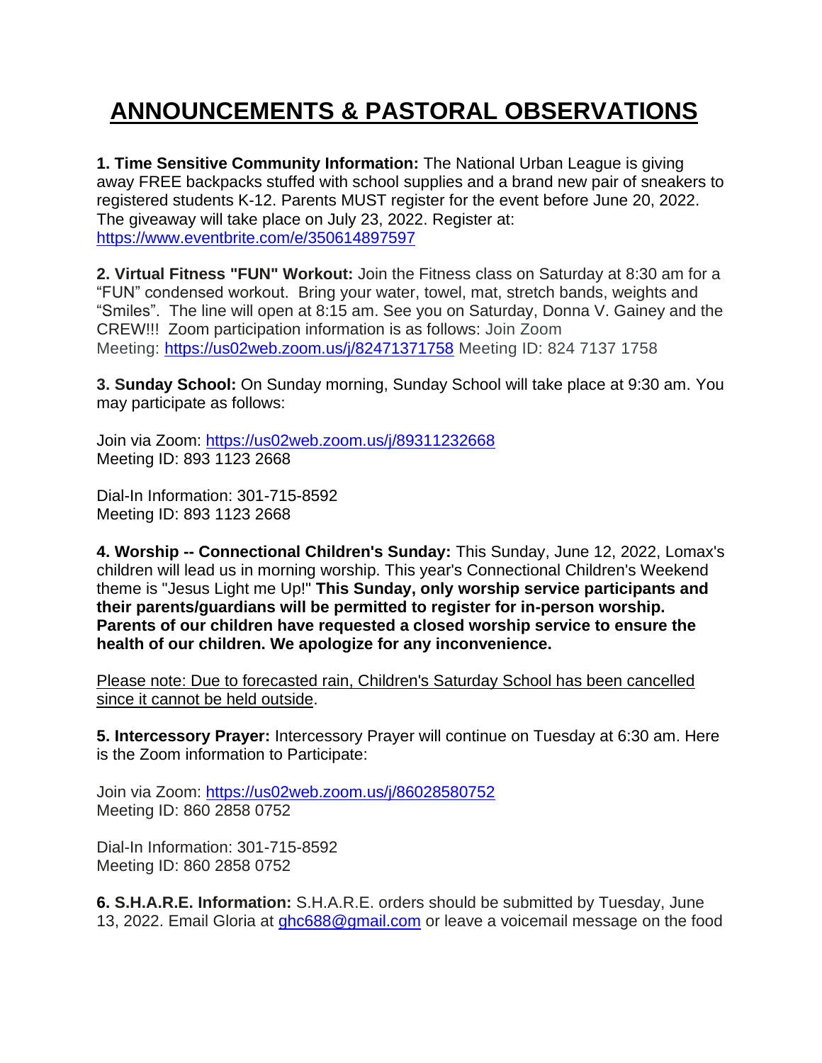# ANNOUNCEMENTS & PASTORAL OBSERVATIONS

**1. Time Sensitive Community Information:** The National Urban League is giving away FREE backpacks stuffed with school supplies and a brand new pair of sneakers to registered students K-12. Parents MUST register for the event before June 20, 2022. The giveaway will take place on July 23, 2022. Register at: https://www.eventbrite.com/e/350614897597

**2. Virtual Fitness "FUN" Workout:** Join the Fitness class on Saturday at 8:30 am for a "FUN" condensed workout. Bring your water, towel, mat, stretch bands, weights and "Smiles". The line will open at 8:15 am. See you on Saturday, Donna V. Gainey and the CREW!!! Zoom participation information is as follows: Join Zoom Meeting: https://us02web.zoom.us/j/82471371758 Meeting ID: 824 7137 1758

**3. Sunday School:** On Sunday morning, Sunday School will take place at 9:30 am. You may participate as follows:

Join via Zoom: https://us02web.zoom.us/j/89311232668
Meeting ID: 893 1123 2668

Dial-In Information: 301-715-8592
Meeting ID: 893 1123 2668

**4. Worship -- Connectional Children's Sunday:** This Sunday, June 12, 2022, Lomax's children will lead us in morning worship. This year's Connectional Children's Weekend theme is "Jesus Light me Up!" **This Sunday, only worship service participants and their parents/guardians will be permitted to register for in-person worship. Parents of our children have requested a closed worship service to ensure the health of our children. We apologize for any inconvenience.**

Please note: Due to forecasted rain, Children's Saturday School has been cancelled since it cannot be held outside.

**5. Intercessory Prayer:** Intercessory Prayer will continue on Tuesday at 6:30 am. Here is the Zoom information to Participate:

Join via Zoom: https://us02web.zoom.us/j/86028580752
Meeting ID: 860 2858 0752

Dial-In Information: 301-715-8592
Meeting ID: 860 2858 0752

**6. S.H.A.R.E. Information:** S.H.A.R.E. orders should be submitted by Tuesday, June 13, 2022. Email Gloria at ghc688@gmail.com or leave a voicemail message on the food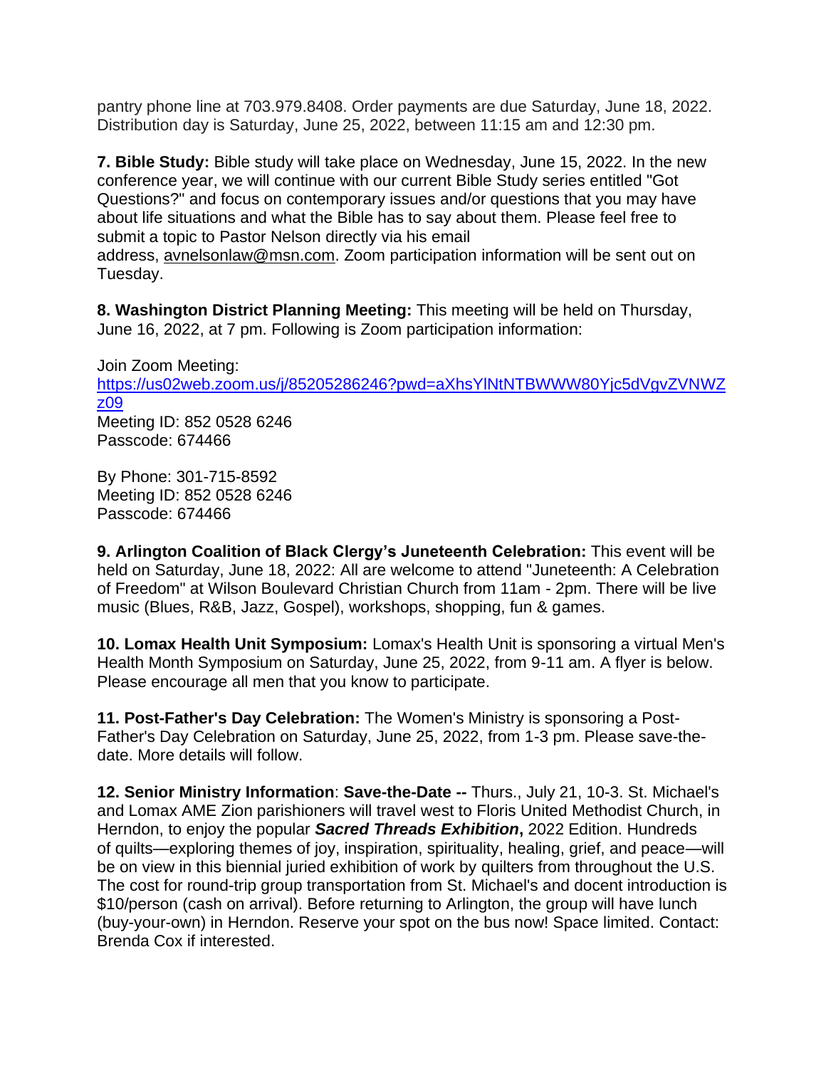pantry phone line at 703.979.8408. Order payments are due Saturday, June 18, 2022. Distribution day is Saturday, June 25, 2022, between 11:15 am and 12:30 pm.

**7. Bible Study:** Bible study will take place on Wednesday, June 15, 2022. In the new conference year, we will continue with our current Bible Study series entitled "Got Questions?" and focus on contemporary issues and/or questions that you may have about life situations and what the Bible has to say about them. Please feel free to submit a topic to Pastor Nelson directly via his email address, avnelsonlaw@msn.com. Zoom participation information will be sent out on Tuesday.

**8. Washington District Planning Meeting:** This meeting will be held on Thursday, June 16, 2022, at 7 pm. Following is Zoom participation information:

Join Zoom Meeting:
https://us02web.zoom.us/j/85205286246?pwd=aXhsYlNtNTBWWW80Yjc5dVgvZVNWZz09
Meeting ID: 852 0528 6246
Passcode: 674466

By Phone: 301-715-8592
Meeting ID: 852 0528 6246
Passcode: 674466

**9. Arlington Coalition of Black Clergy's Juneteenth Celebration:** This event will be held on Saturday, June 18, 2022: All are welcome to attend "Juneteenth: A Celebration of Freedom" at Wilson Boulevard Christian Church from 11am - 2pm. There will be live music (Blues, R&B, Jazz, Gospel), workshops, shopping, fun & games.

**10. Lomax Health Unit Symposium:** Lomax's Health Unit is sponsoring a virtual Men's Health Month Symposium on Saturday, June 25, 2022, from 9-11 am. A flyer is below. Please encourage all men that you know to participate.

**11. Post-Father's Day Celebration:** The Women's Ministry is sponsoring a Post-Father's Day Celebration on Saturday, June 25, 2022, from 1-3 pm. Please save-the-date. More details will follow.

**12. Senior Ministry Information**: **Save-the-Date --** Thurs., July 21, 10-3. St. Michael's and Lomax AME Zion parishioners will travel west to Floris United Methodist Church, in Herndon, to enjoy the popular ***Sacred Threads Exhibition*,** 2022 Edition. Hundreds of quilts—exploring themes of joy, inspiration, spirituality, healing, grief, and peace—will be on view in this biennial juried exhibition of work by quilters from throughout the U.S. The cost for round-trip group transportation from St. Michael's and docent introduction is $10/person (cash on arrival). Before returning to Arlington, the group will have lunch (buy-your-own) in Herndon. Reserve your spot on the bus now! Space limited. Contact: Brenda Cox if interested.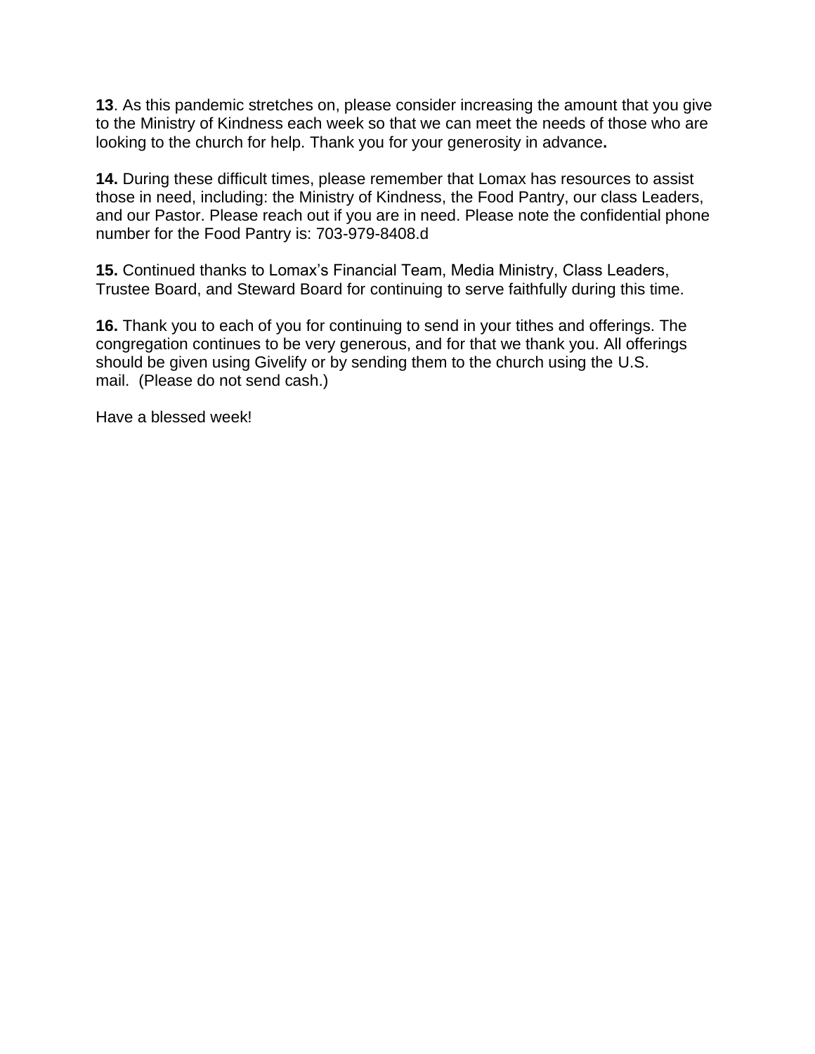**13**. As this pandemic stretches on, please consider increasing the amount that you give to the Ministry of Kindness each week so that we can meet the needs of those who are looking to the church for help. Thank you for your generosity in advance**.**

**14.** During these difficult times, please remember that Lomax has resources to assist those in need, including: the Ministry of Kindness, the Food Pantry, our class Leaders, and our Pastor. Please reach out if you are in need. Please note the confidential phone number for the Food Pantry is: 703-979-8408.d

**15.** Continued thanks to Lomax's Financial Team, Media Ministry, Class Leaders, Trustee Board, and Steward Board for continuing to serve faithfully during this time.

**16.** Thank you to each of you for continuing to send in your tithes and offerings. The congregation continues to be very generous, and for that we thank you. All offerings should be given using Givelify or by sending them to the church using the U.S. mail. (Please do not send cash.)

Have a blessed week!